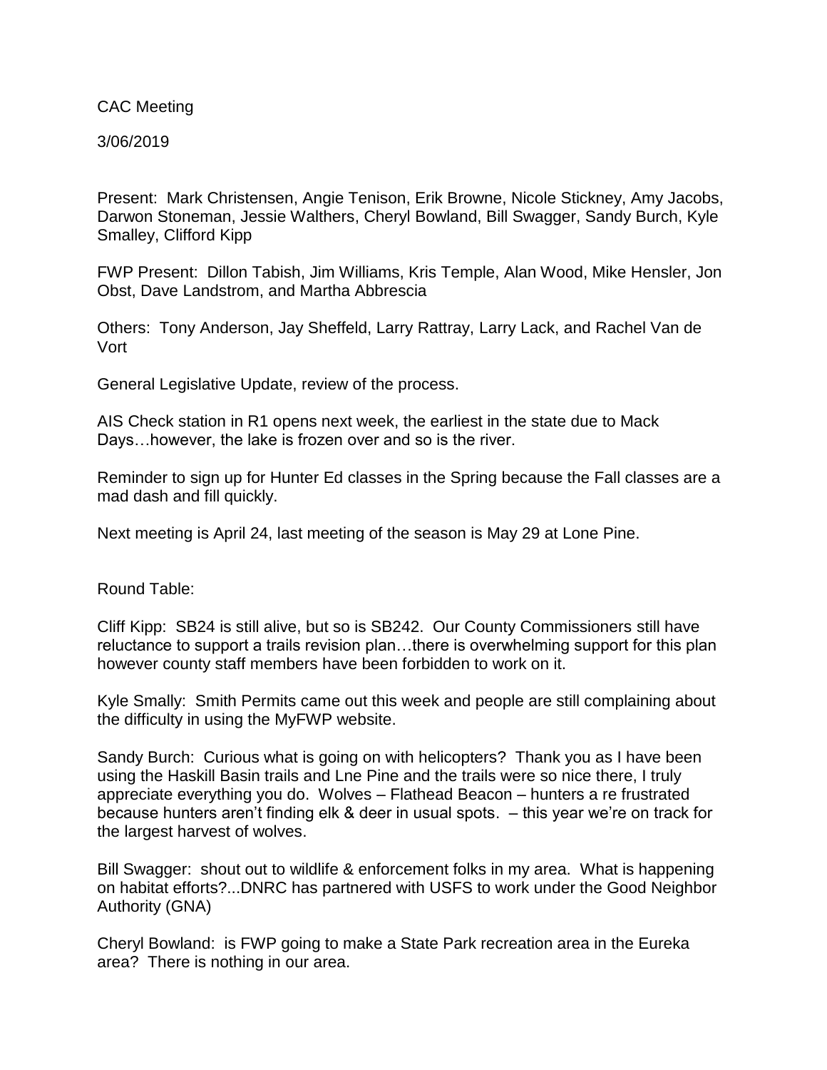CAC Meeting

3/06/2019

Present: Mark Christensen, Angie Tenison, Erik Browne, Nicole Stickney, Amy Jacobs, Darwon Stoneman, Jessie Walthers, Cheryl Bowland, Bill Swagger, Sandy Burch, Kyle Smalley, Clifford Kipp

FWP Present: Dillon Tabish, Jim Williams, Kris Temple, Alan Wood, Mike Hensler, Jon Obst, Dave Landstrom, and Martha Abbrescia

Others: Tony Anderson, Jay Sheffeld, Larry Rattray, Larry Lack, and Rachel Van de Vort

General Legislative Update, review of the process.

AIS Check station in R1 opens next week, the earliest in the state due to Mack Days…however, the lake is frozen over and so is the river.

Reminder to sign up for Hunter Ed classes in the Spring because the Fall classes are a mad dash and fill quickly.

Next meeting is April 24, last meeting of the season is May 29 at Lone Pine.

Round Table:

Cliff Kipp: SB24 is still alive, but so is SB242. Our County Commissioners still have reluctance to support a trails revision plan…there is overwhelming support for this plan however county staff members have been forbidden to work on it.

Kyle Smally: Smith Permits came out this week and people are still complaining about the difficulty in using the MyFWP website.

Sandy Burch: Curious what is going on with helicopters? Thank you as I have been using the Haskill Basin trails and Lne Pine and the trails were so nice there, I truly appreciate everything you do. Wolves – Flathead Beacon – hunters a re frustrated because hunters aren't finding elk & deer in usual spots. – this year we're on track for the largest harvest of wolves.

Bill Swagger: shout out to wildlife & enforcement folks in my area. What is happening on habitat efforts?...DNRC has partnered with USFS to work under the Good Neighbor Authority (GNA)

Cheryl Bowland: is FWP going to make a State Park recreation area in the Eureka area? There is nothing in our area.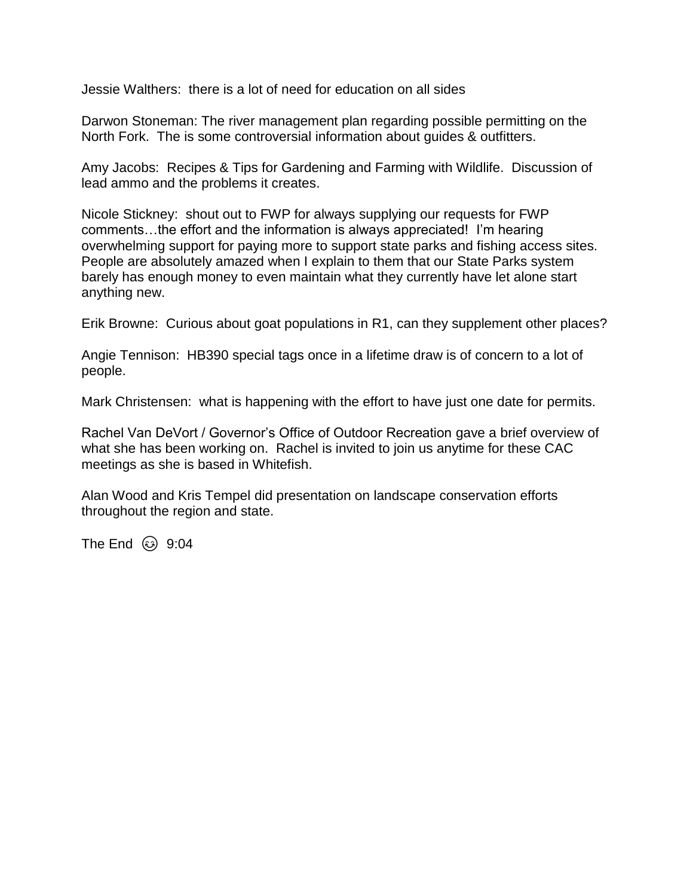Jessie Walthers: there is a lot of need for education on all sides

Darwon Stoneman: The river management plan regarding possible permitting on the North Fork. The is some controversial information about guides & outfitters.

Amy Jacobs: Recipes & Tips for Gardening and Farming with Wildlife. Discussion of lead ammo and the problems it creates.

Nicole Stickney: shout out to FWP for always supplying our requests for FWP comments…the effort and the information is always appreciated! I'm hearing overwhelming support for paying more to support state parks and fishing access sites. People are absolutely amazed when I explain to them that our State Parks system barely has enough money to even maintain what they currently have let alone start anything new.

Erik Browne: Curious about goat populations in R1, can they supplement other places?

Angie Tennison: HB390 special tags once in a lifetime draw is of concern to a lot of people.

Mark Christensen: what is happening with the effort to have just one date for permits.

Rachel Van DeVort / Governor's Office of Outdoor Recreation gave a brief overview of what she has been working on. Rachel is invited to join us anytime for these CAC meetings as she is based in Whitefish.

Alan Wood and Kris Tempel did presentation on landscape conservation efforts throughout the region and state.

The End 😉 9:04